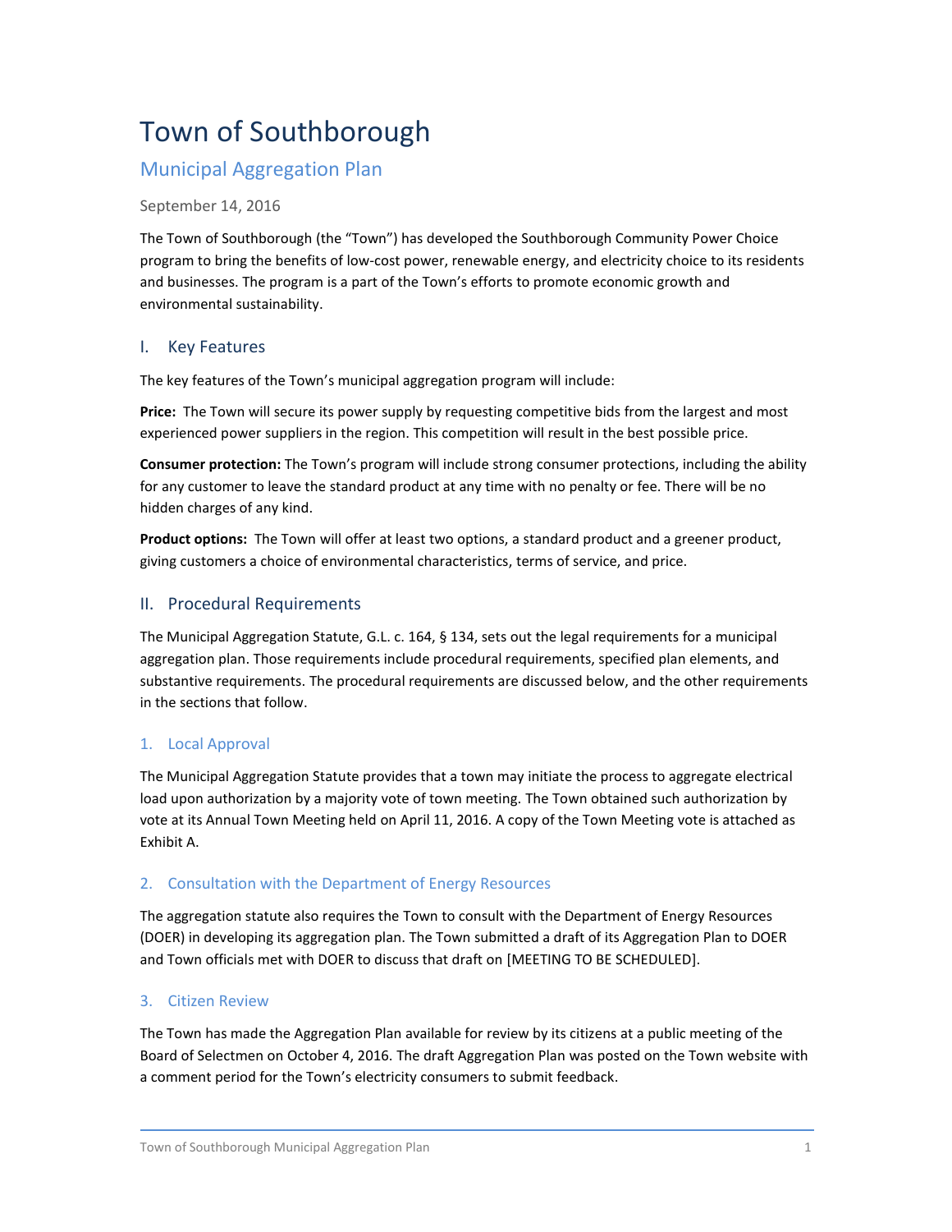# Town of Southborough

## Municipal Aggregation Plan

September 14, 2016

The Town of Southborough (the "Town") has developed the Southborough Community Power Choice program to bring the benefits of low-cost power, renewable energy, and electricity choice to its residents and businesses. The program is a part of the Town's efforts to promote economic growth and environmental sustainability.

## I. Key Features

The key features of the Town's municipal aggregation program will include:

**Price:** The Town will secure its power supply by requesting competitive bids from the largest and most experienced power suppliers in the region. This competition will result in the best possible price.

**Consumer protection:** The Town's program will include strong consumer protections, including the ability for any customer to leave the standard product at any time with no penalty or fee. There will be no hidden charges of any kind.

**Product options:** The Town will offer at least two options, a standard product and a greener product, giving customers a choice of environmental characteristics, terms of service, and price.

## II. Procedural Requirements

The Municipal Aggregation Statute, G.L. c. 164, § 134, sets out the legal requirements for a municipal aggregation plan. Those requirements include procedural requirements, specified plan elements, and substantive requirements. The procedural requirements are discussed below, and the other requirements in the sections that follow.

### 1. Local Approval

The Municipal Aggregation Statute provides that a town may initiate the process to aggregate electrical load upon authorization by a majority vote of town meeting. The Town obtained such authorization by vote at its Annual Town Meeting held on April 11, 2016. A copy of the Town Meeting vote is attached as Exhibit A.

### 2. Consultation with the Department of Energy Resources

The aggregation statute also requires the Town to consult with the Department of Energy Resources (DOER) in developing its aggregation plan. The Town submitted a draft of its Aggregation Plan to DOER and Town officials met with DOER to discuss that draft on [MEETING TO BE SCHEDULED].

### 3. Citizen Review

The Town has made the Aggregation Plan available for review by its citizens at a public meeting of the Board of Selectmen on October 4, 2016. The draft Aggregation Plan was posted on the Town website with a comment period for the Town's electricity consumers to submit feedback.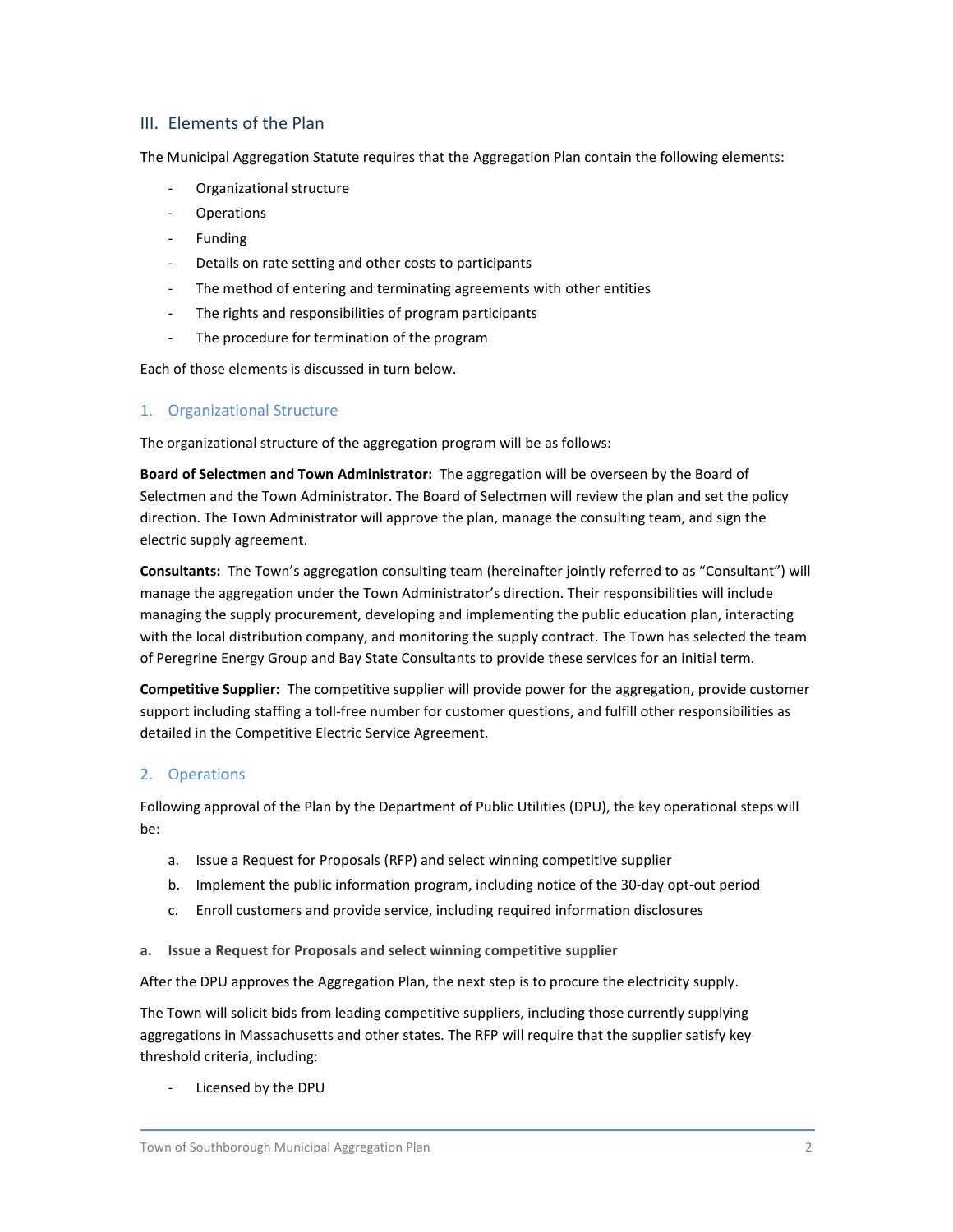## III. Elements of the Plan

The Municipal Aggregation Statute requires that the Aggregation Plan contain the following elements:

- Organizational structure
- Operations
- Funding
- Details on rate setting and other costs to participants
- The method of entering and terminating agreements with other entities
- The rights and responsibilities of program participants
- The procedure for termination of the program

Each of those elements is discussed in turn below.

### 1. Organizational Structure

The organizational structure of the aggregation program will be as follows:

**Board of Selectmen and Town Administrator:** The aggregation will be overseen by the Board of Selectmen and the Town Administrator. The Board of Selectmen will review the plan and set the policy direction. The Town Administrator will approve the plan, manage the consulting team, and sign the electric supply agreement.

**Consultants:** The Town's aggregation consulting team (hereinafter jointly referred to as "Consultant") will manage the aggregation under the Town Administrator's direction. Their responsibilities will include managing the supply procurement, developing and implementing the public education plan, interacting with the local distribution company, and monitoring the supply contract. The Town has selected the team of Peregrine Energy Group and Bay State Consultants to provide these services for an initial term.

**Competitive Supplier:** The competitive supplier will provide power for the aggregation, provide customer support including staffing a toll-free number for customer questions, and fulfill other responsibilities as detailed in the Competitive Electric Service Agreement.

### 2. Operations

Following approval of the Plan by the Department of Public Utilities (DPU), the key operational steps will be:

a. Issue a Request for Proposals (RFP) and select winning competitive supplier
b. Implement the public information program, including notice of the 30-day opt-out period
c. Enroll customers and provide service, including required information disclosures

#### a. Issue a Request for Proposals and select winning competitive supplier

After the DPU approves the Aggregation Plan, the next step is to procure the electricity supply.

The Town will solicit bids from leading competitive suppliers, including those currently supplying aggregations in Massachusetts and other states. The RFP will require that the supplier satisfy key threshold criteria, including:

- Licensed by the DPU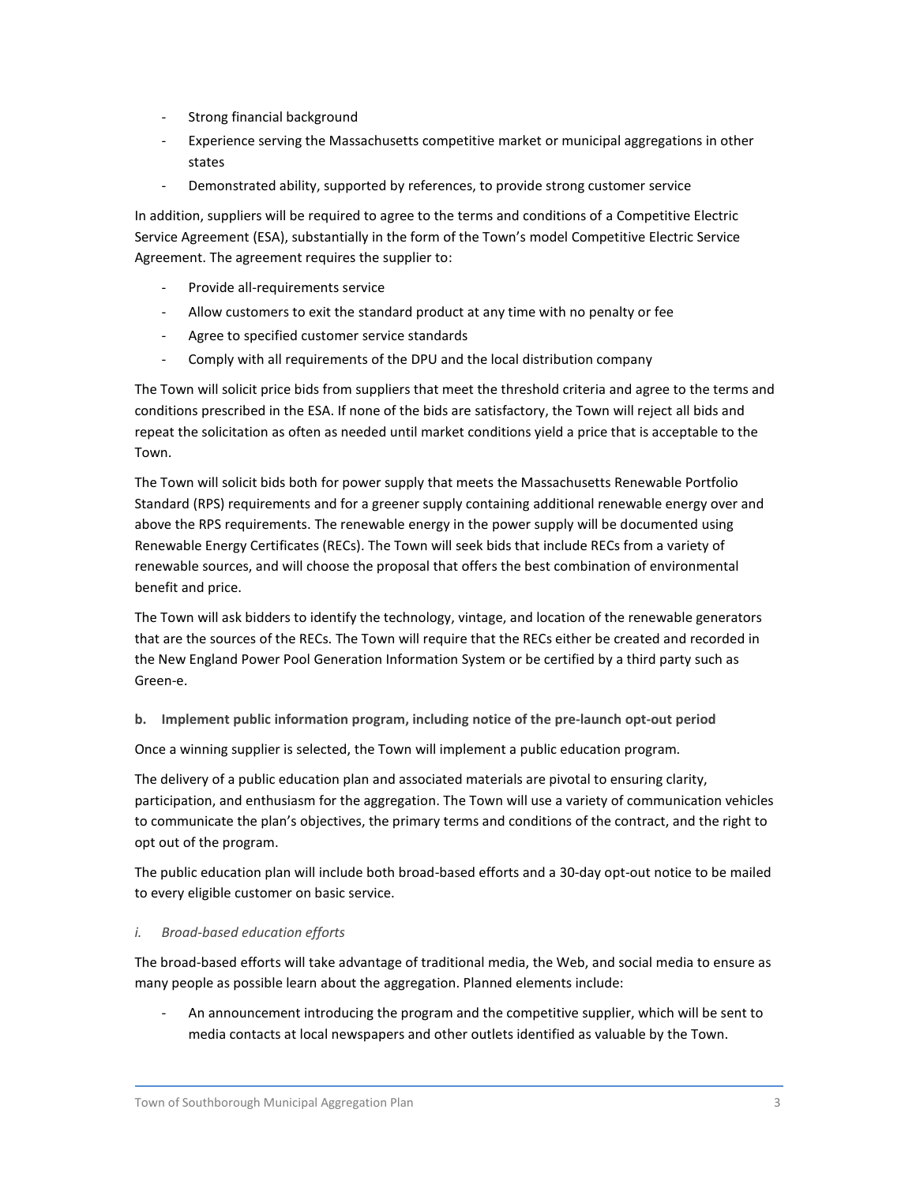- Strong financial background
- Experience serving the Massachusetts competitive market or municipal aggregations in other states
- Demonstrated ability, supported by references, to provide strong customer service

In addition, suppliers will be required to agree to the terms and conditions of a Competitive Electric Service Agreement (ESA), substantially in the form of the Town's model Competitive Electric Service Agreement. The agreement requires the supplier to:

- Provide all-requirements service
- Allow customers to exit the standard product at any time with no penalty or fee
- Agree to specified customer service standards
- Comply with all requirements of the DPU and the local distribution company

The Town will solicit price bids from suppliers that meet the threshold criteria and agree to the terms and conditions prescribed in the ESA. If none of the bids are satisfactory, the Town will reject all bids and repeat the solicitation as often as needed until market conditions yield a price that is acceptable to the Town.

The Town will solicit bids both for power supply that meets the Massachusetts Renewable Portfolio Standard (RPS) requirements and for a greener supply containing additional renewable energy over and above the RPS requirements. The renewable energy in the power supply will be documented using Renewable Energy Certificates (RECs). The Town will seek bids that include RECs from a variety of renewable sources, and will choose the proposal that offers the best combination of environmental benefit and price.

The Town will ask bidders to identify the technology, vintage, and location of the renewable generators that are the sources of the RECs. The Town will require that the RECs either be created and recorded in the New England Power Pool Generation Information System or be certified by a third party such as Green-e.

**b. Implement public information program, including notice of the pre-launch opt-out period**

Once a winning supplier is selected, the Town will implement a public education program.

The delivery of a public education plan and associated materials are pivotal to ensuring clarity, participation, and enthusiasm for the aggregation. The Town will use a variety of communication vehicles to communicate the plan's objectives, the primary terms and conditions of the contract, and the right to opt out of the program.

The public education plan will include both broad-based efforts and a 30-day opt-out notice to be mailed to every eligible customer on basic service.

*i. Broad-based education efforts*

The broad-based efforts will take advantage of traditional media, the Web, and social media to ensure as many people as possible learn about the aggregation. Planned elements include:

- An announcement introducing the program and the competitive supplier, which will be sent to media contacts at local newspapers and other outlets identified as valuable by the Town.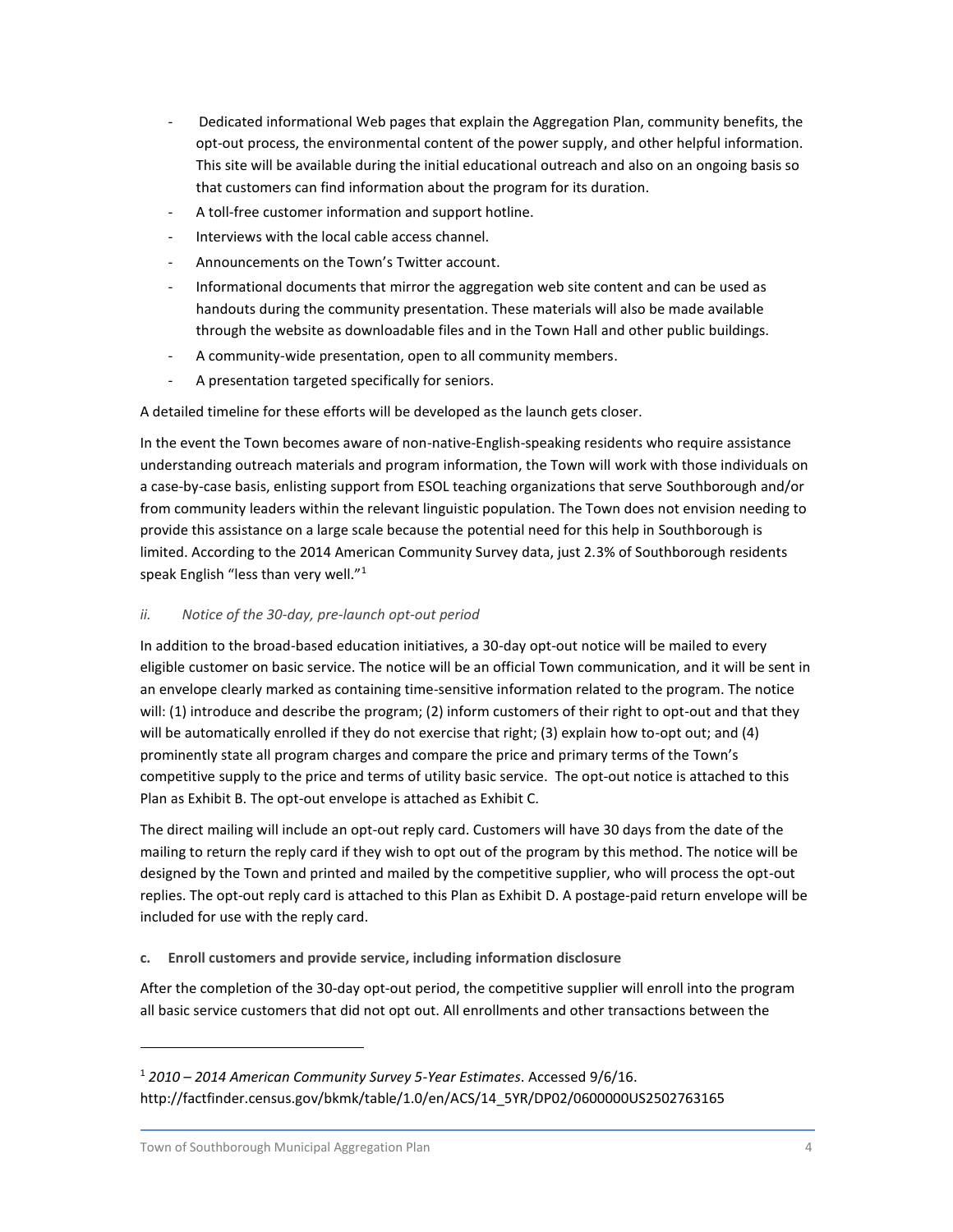- Dedicated informational Web pages that explain the Aggregation Plan, community benefits, the opt-out process, the environmental content of the power supply, and other helpful information. This site will be available during the initial educational outreach and also on an ongoing basis so that customers can find information about the program for its duration.
- A toll-free customer information and support hotline.
- Interviews with the local cable access channel.
- Announcements on the Town's Twitter account.
- Informational documents that mirror the aggregation web site content and can be used as handouts during the community presentation. These materials will also be made available through the website as downloadable files and in the Town Hall and other public buildings.
- A community-wide presentation, open to all community members.
- A presentation targeted specifically for seniors.

A detailed timeline for these efforts will be developed as the launch gets closer.

In the event the Town becomes aware of non-native-English-speaking residents who require assistance understanding outreach materials and program information, the Town will work with those individuals on a case-by-case basis, enlisting support from ESOL teaching organizations that serve Southborough and/or from community leaders within the relevant linguistic population. The Town does not envision needing to provide this assistance on a large scale because the potential need for this help in Southborough is limited. According to the 2014 American Community Survey data, just 2.3% of Southborough residents speak English "less than very well."[1]

*ii. Notice of the 30-day, pre-launch opt-out period*

In addition to the broad-based education initiatives, a 30-day opt-out notice will be mailed to every eligible customer on basic service. The notice will be an official Town communication, and it will be sent in an envelope clearly marked as containing time-sensitive information related to the program. The notice will: (1) introduce and describe the program; (2) inform customers of their right to opt-out and that they will be automatically enrolled if they do not exercise that right; (3) explain how to-opt out; and (4) prominently state all program charges and compare the price and primary terms of the Town's competitive supply to the price and terms of utility basic service. The opt-out notice is attached to this Plan as Exhibit B. The opt-out envelope is attached as Exhibit C.

The direct mailing will include an opt-out reply card. Customers will have 30 days from the date of the mailing to return the reply card if they wish to opt out of the program by this method. The notice will be designed by the Town and printed and mailed by the competitive supplier, who will process the opt-out replies. The opt-out reply card is attached to this Plan as Exhibit D. A postage-paid return envelope will be included for use with the reply card.

**c. Enroll customers and provide service, including information disclosure**

After the completion of the 30-day opt-out period, the competitive supplier will enroll into the program all basic service customers that did not opt out. All enrollments and other transactions between the

[1] *2010 – 2014 American Community Survey 5-Year Estimates*. Accessed 9/6/16. http://factfinder.census.gov/bkmk/table/1.0/en/ACS/14_5YR/DP02/0600000US2502763165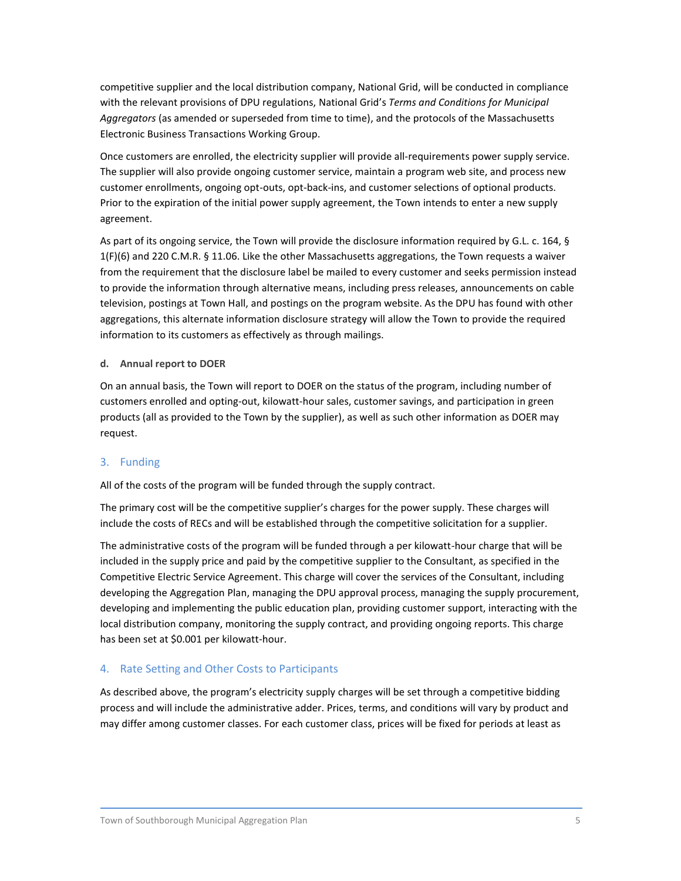competitive supplier and the local distribution company, National Grid, will be conducted in compliance with the relevant provisions of DPU regulations, National Grid's *Terms and Conditions for Municipal Aggregators* (as amended or superseded from time to time), and the protocols of the Massachusetts Electronic Business Transactions Working Group.

Once customers are enrolled, the electricity supplier will provide all-requirements power supply service. The supplier will also provide ongoing customer service, maintain a program web site, and process new customer enrollments, ongoing opt-outs, opt-back-ins, and customer selections of optional products. Prior to the expiration of the initial power supply agreement, the Town intends to enter a new supply agreement.

As part of its ongoing service, the Town will provide the disclosure information required by G.L. c. 164, § 1(F)(6) and 220 C.M.R. § 11.06. Like the other Massachusetts aggregations, the Town requests a waiver from the requirement that the disclosure label be mailed to every customer and seeks permission instead to provide the information through alternative means, including press releases, announcements on cable television, postings at Town Hall, and postings on the program website. As the DPU has found with other aggregations, this alternate information disclosure strategy will allow the Town to provide the required information to its customers as effectively as through mailings.

#### d. Annual report to DOER

On an annual basis, the Town will report to DOER on the status of the program, including number of customers enrolled and opting-out, kilowatt-hour sales, customer savings, and participation in green products (all as provided to the Town by the supplier), as well as such other information as DOER may request.

## 3. Funding

All of the costs of the program will be funded through the supply contract.

The primary cost will be the competitive supplier's charges for the power supply. These charges will include the costs of RECs and will be established through the competitive solicitation for a supplier.

The administrative costs of the program will be funded through a per kilowatt-hour charge that will be included in the supply price and paid by the competitive supplier to the Consultant, as specified in the Competitive Electric Service Agreement. This charge will cover the services of the Consultant, including developing the Aggregation Plan, managing the DPU approval process, managing the supply procurement, developing and implementing the public education plan, providing customer support, interacting with the local distribution company, monitoring the supply contract, and providing ongoing reports. This charge has been set at $0.001 per kilowatt-hour.

## 4. Rate Setting and Other Costs to Participants

As described above, the program's electricity supply charges will be set through a competitive bidding process and will include the administrative adder. Prices, terms, and conditions will vary by product and may differ among customer classes. For each customer class, prices will be fixed for periods at least as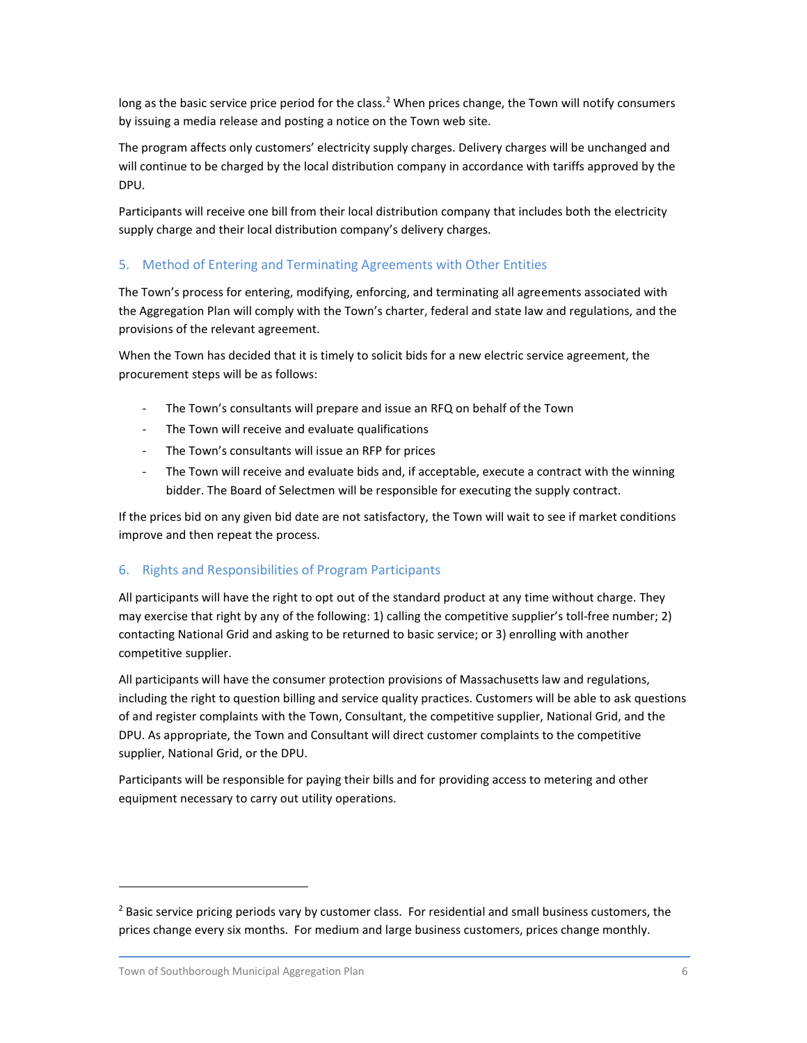long as the basic service price period for the class.[2] When prices change, the Town will notify consumers by issuing a media release and posting a notice on the Town web site.

The program affects only customers' electricity supply charges. Delivery charges will be unchanged and will continue to be charged by the local distribution company in accordance with tariffs approved by the DPU.

Participants will receive one bill from their local distribution company that includes both the electricity supply charge and their local distribution company's delivery charges.

## 5. Method of Entering and Terminating Agreements with Other Entities

The Town's process for entering, modifying, enforcing, and terminating all agreements associated with the Aggregation Plan will comply with the Town's charter, federal and state law and regulations, and the provisions of the relevant agreement.

When the Town has decided that it is timely to solicit bids for a new electric service agreement, the procurement steps will be as follows:

- The Town's consultants will prepare and issue an RFQ on behalf of the Town
- The Town will receive and evaluate qualifications
- The Town's consultants will issue an RFP for prices
- The Town will receive and evaluate bids and, if acceptable, execute a contract with the winning bidder. The Board of Selectmen will be responsible for executing the supply contract.

If the prices bid on any given bid date are not satisfactory, the Town will wait to see if market conditions improve and then repeat the process.

## 6. Rights and Responsibilities of Program Participants

All participants will have the right to opt out of the standard product at any time without charge. They may exercise that right by any of the following: 1) calling the competitive supplier's toll-free number; 2) contacting National Grid and asking to be returned to basic service; or 3) enrolling with another competitive supplier.

All participants will have the consumer protection provisions of Massachusetts law and regulations, including the right to question billing and service quality practices. Customers will be able to ask questions of and register complaints with the Town, Consultant, the competitive supplier, National Grid, and the DPU. As appropriate, the Town and Consultant will direct customer complaints to the competitive supplier, National Grid, or the DPU.

Participants will be responsible for paying their bills and for providing access to metering and other equipment necessary to carry out utility operations.

---

[2] Basic service pricing periods vary by customer class. For residential and small business customers, the prices change every six months. For medium and large business customers, prices change monthly.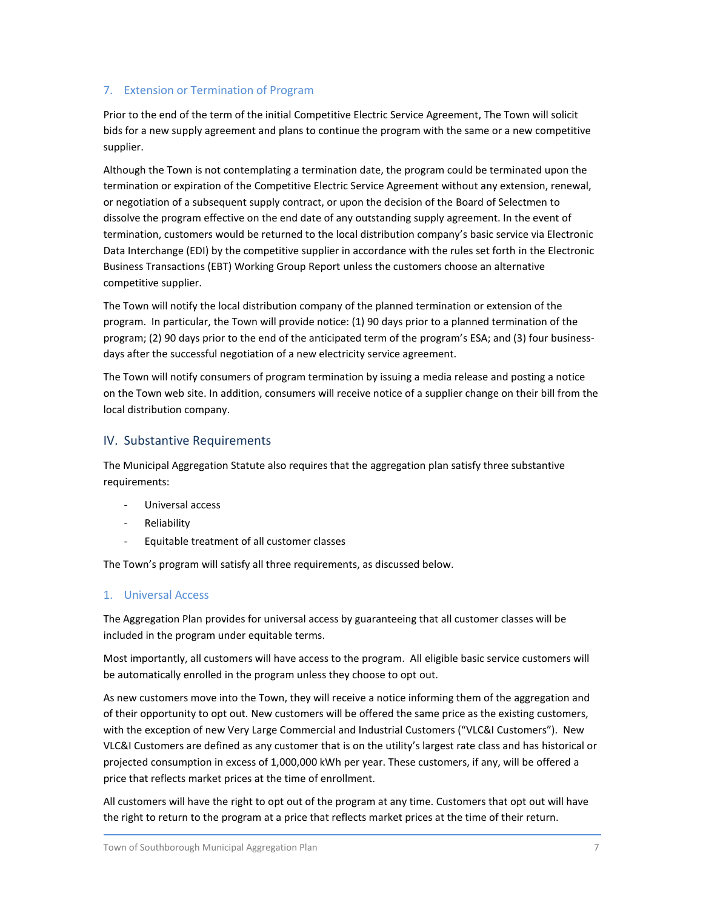### 7. Extension or Termination of Program

Prior to the end of the term of the initial Competitive Electric Service Agreement, The Town will solicit bids for a new supply agreement and plans to continue the program with the same or a new competitive supplier.

Although the Town is not contemplating a termination date, the program could be terminated upon the termination or expiration of the Competitive Electric Service Agreement without any extension, renewal, or negotiation of a subsequent supply contract, or upon the decision of the Board of Selectmen to dissolve the program effective on the end date of any outstanding supply agreement. In the event of termination, customers would be returned to the local distribution company's basic service via Electronic Data Interchange (EDI) by the competitive supplier in accordance with the rules set forth in the Electronic Business Transactions (EBT) Working Group Report unless the customers choose an alternative competitive supplier.

The Town will notify the local distribution company of the planned termination or extension of the program. In particular, the Town will provide notice: (1) 90 days prior to a planned termination of the program; (2) 90 days prior to the end of the anticipated term of the program's ESA; and (3) four business-days after the successful negotiation of a new electricity service agreement.

The Town will notify consumers of program termination by issuing a media release and posting a notice on the Town web site. In addition, consumers will receive notice of a supplier change on their bill from the local distribution company.

## IV. Substantive Requirements

The Municipal Aggregation Statute also requires that the aggregation plan satisfy three substantive requirements:

- Universal access
- Reliability
- Equitable treatment of all customer classes

The Town's program will satisfy all three requirements, as discussed below.

### 1. Universal Access

The Aggregation Plan provides for universal access by guaranteeing that all customer classes will be included in the program under equitable terms.

Most importantly, all customers will have access to the program. All eligible basic service customers will be automatically enrolled in the program unless they choose to opt out.

As new customers move into the Town, they will receive a notice informing them of the aggregation and of their opportunity to opt out. New customers will be offered the same price as the existing customers, with the exception of new Very Large Commercial and Industrial Customers ("VLC&I Customers"). New VLC&I Customers are defined as any customer that is on the utility's largest rate class and has historical or projected consumption in excess of 1,000,000 kWh per year. These customers, if any, will be offered a price that reflects market prices at the time of enrollment.

All customers will have the right to opt out of the program at any time. Customers that opt out will have the right to return to the program at a price that reflects market prices at the time of their return.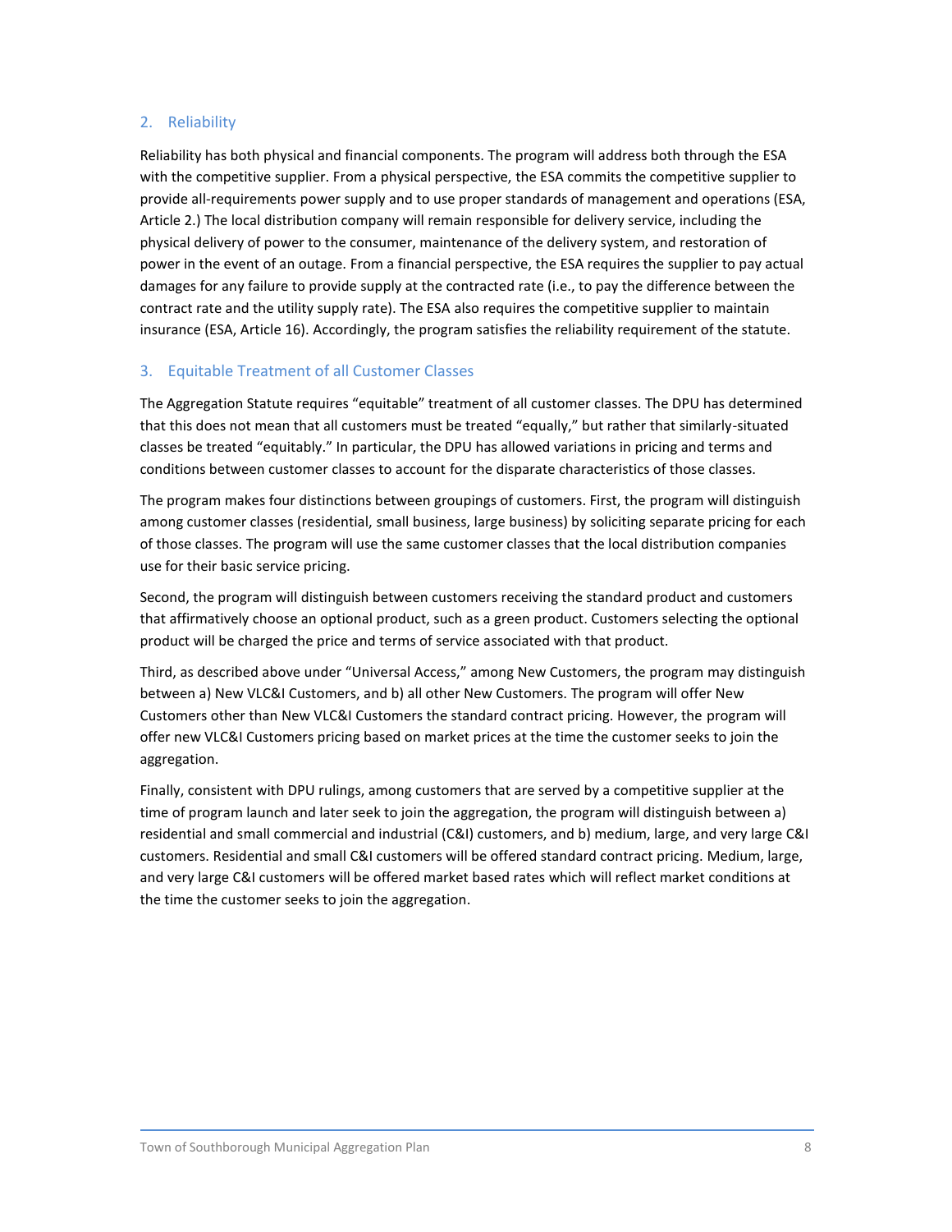## 2. Reliability

Reliability has both physical and financial components. The program will address both through the ESA with the competitive supplier. From a physical perspective, the ESA commits the competitive supplier to provide all-requirements power supply and to use proper standards of management and operations (ESA, Article 2.) The local distribution company will remain responsible for delivery service, including the physical delivery of power to the consumer, maintenance of the delivery system, and restoration of power in the event of an outage. From a financial perspective, the ESA requires the supplier to pay actual damages for any failure to provide supply at the contracted rate (i.e., to pay the difference between the contract rate and the utility supply rate). The ESA also requires the competitive supplier to maintain insurance (ESA, Article 16). Accordingly, the program satisfies the reliability requirement of the statute.

## 3. Equitable Treatment of all Customer Classes

The Aggregation Statute requires "equitable" treatment of all customer classes. The DPU has determined that this does not mean that all customers must be treated "equally," but rather that similarly-situated classes be treated "equitably." In particular, the DPU has allowed variations in pricing and terms and conditions between customer classes to account for the disparate characteristics of those classes.

The program makes four distinctions between groupings of customers. First, the program will distinguish among customer classes (residential, small business, large business) by soliciting separate pricing for each of those classes. The program will use the same customer classes that the local distribution companies use for their basic service pricing.

Second, the program will distinguish between customers receiving the standard product and customers that affirmatively choose an optional product, such as a green product. Customers selecting the optional product will be charged the price and terms of service associated with that product.

Third, as described above under "Universal Access," among New Customers, the program may distinguish between a) New VLC&I Customers, and b) all other New Customers. The program will offer New Customers other than New VLC&I Customers the standard contract pricing. However, the program will offer new VLC&I Customers pricing based on market prices at the time the customer seeks to join the aggregation.

Finally, consistent with DPU rulings, among customers that are served by a competitive supplier at the time of program launch and later seek to join the aggregation, the program will distinguish between a) residential and small commercial and industrial (C&I) customers, and b) medium, large, and very large C&I customers. Residential and small C&I customers will be offered standard contract pricing. Medium, large, and very large C&I customers will be offered market based rates which will reflect market conditions at the time the customer seeks to join the aggregation.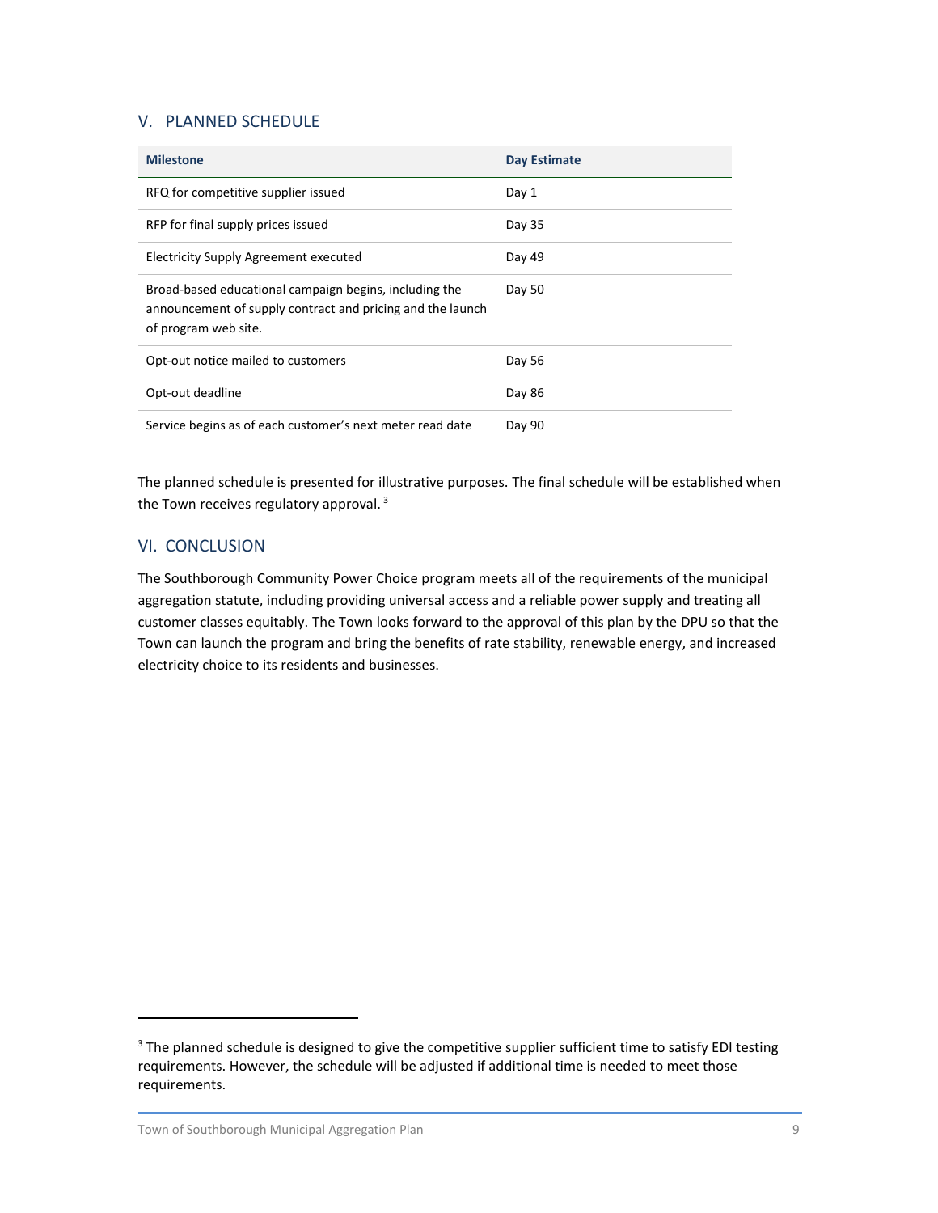## V. PLANNED SCHEDULE

| Milestone | Day Estimate |
|---|---|
| RFQ for competitive supplier issued | Day 1 |
| RFP for final supply prices issued | Day 35 |
| Electricity Supply Agreement executed | Day 49 |
| Broad-based educational campaign begins, including the announcement of supply contract and pricing and the launch of program web site. | Day 50 |
| Opt-out notice mailed to customers | Day 56 |
| Opt-out deadline | Day 86 |
| Service begins as of each customer's next meter read date | Day 90 |

The planned schedule is presented for illustrative purposes. The final schedule will be established when the Town receives regulatory approval. [3]

## VI. CONCLUSION

The Southborough Community Power Choice program meets all of the requirements of the municipal aggregation statute, including providing universal access and a reliable power supply and treating all customer classes equitably. The Town looks forward to the approval of this plan by the DPU so that the Town can launch the program and bring the benefits of rate stability, renewable energy, and increased electricity choice to its residents and businesses.

---

[3] The planned schedule is designed to give the competitive supplier sufficient time to satisfy EDI testing requirements. However, the schedule will be adjusted if additional time is needed to meet those requirements.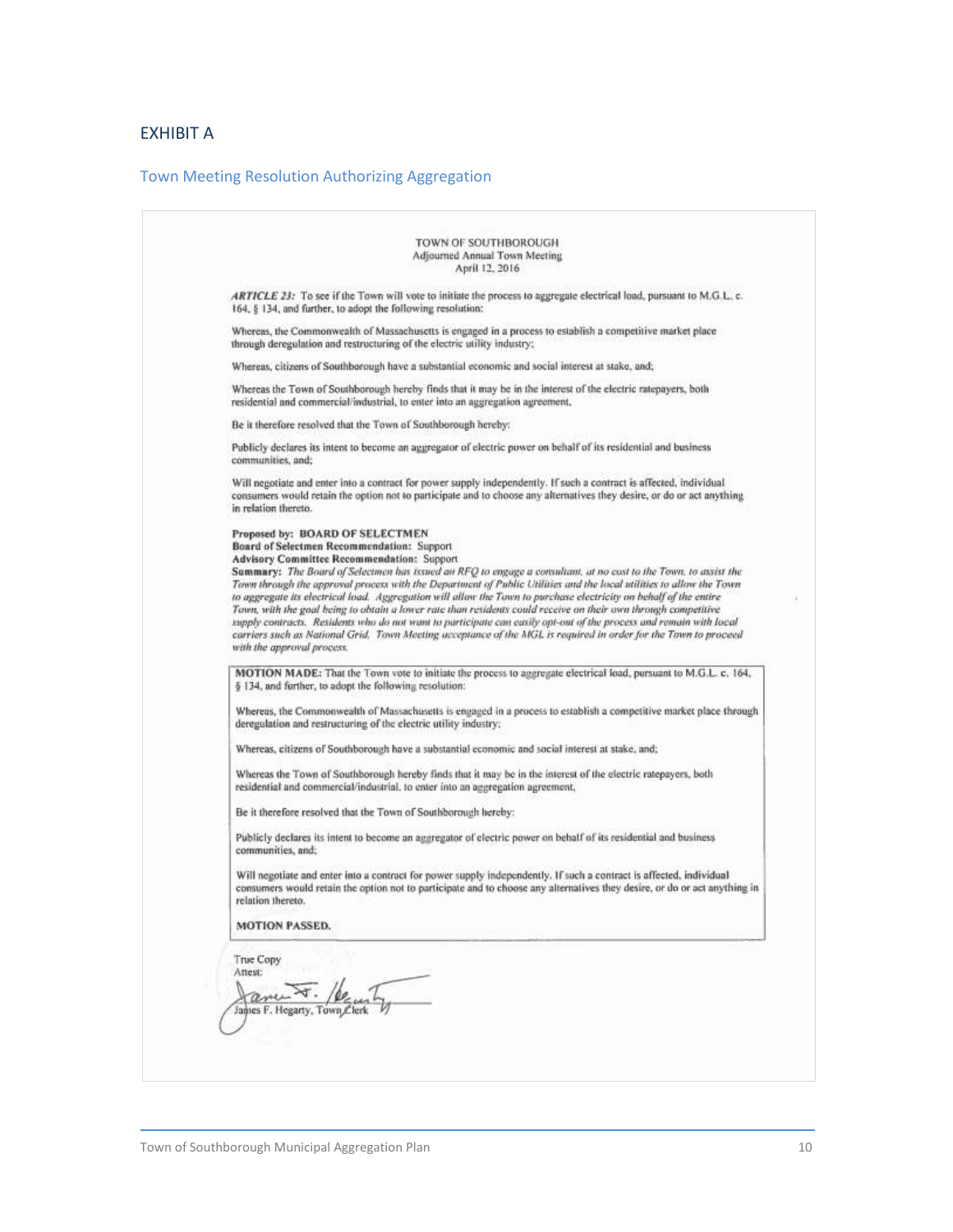# EXHIBIT A

## Town Meeting Resolution Authorizing Aggregation

TOWN OF SOUTHBOROUGH
Adjourned Annual Town Meeting
April 12, 2016

***ARTICLE 23:*** To see if the Town will vote to initiate the process to aggregate electrical load, pursuant to M.G.L. c. 164, § 134, and further, to adopt the following resolution:

Whereas, the Commonwealth of Massachusetts is engaged in a process to establish a competitive market place through deregulation and restructuring of the electric utility industry;

Whereas, citizens of Southborough have a substantial economic and social interest at stake, and;

Whereas the Town of Southborough hereby finds that it may be in the interest of the electric ratepayers, both residential and commercial/industrial, to enter into an aggregation agreement,

Be it therefore resolved that the Town of Southborough hereby:

Publicly declares its intent to become an aggregator of electric power on behalf of its residential and business communities, and;

Will negotiate and enter into a contract for power supply independently. If such a contract is affected, individual consumers would retain the option not to participate and to choose any alternatives they desire, or do or act anything in relation thereto.

**Proposed by: BOARD OF SELECTMEN**
**Board of Selectmen Recommendation:** Support
**Advisory Committee Recommendation:** Support
**Summary:** *The Board of Selectmen has issued an RFQ to engage a consultant, at no cost to the Town, to assist the Town through the approval process with the Department of Public Utilities and the local utilities to allow the Town to aggregate its electrical load. Aggregation will allow the Town to purchase electricity on behalf of the entire Town, with the goal being to obtain a lower rate than residents could receive on their own through competitive supply contracts. Residents who do not want to participate can easily opt-out of the process and remain with local carriers such as National Grid. Town Meeting acceptance of the MGL is required in order for the Town to proceed with the approval process.*

**MOTION MADE:** That the Town vote to initiate the process to aggregate electrical load, pursuant to M.G.L. c. 164, § 134, and further, to adopt the following resolution:

Whereas, the Commonwealth of Massachusetts is engaged in a process to establish a competitive market place through deregulation and restructuring of the electric utility industry;

Whereas, citizens of Southborough have a substantial economic and social interest at stake, and;

Whereas the Town of Southborough hereby finds that it may be in the interest of the electric ratepayers, both residential and commercial/industrial, to enter into an aggregation agreement,

Be it therefore resolved that the Town of Southborough hereby:

Publicly declares its intent to become an aggregator of electric power on behalf of its residential and business communities, and;

Will negotiate and enter into a contract for power supply independently. If such a contract is affected, individual consumers would retain the option not to participate and to choose any alternatives they desire, or do or act anything in relation thereto.

**MOTION PASSED.**

True Copy
Attest:

James F. Hegarty, Town Clerk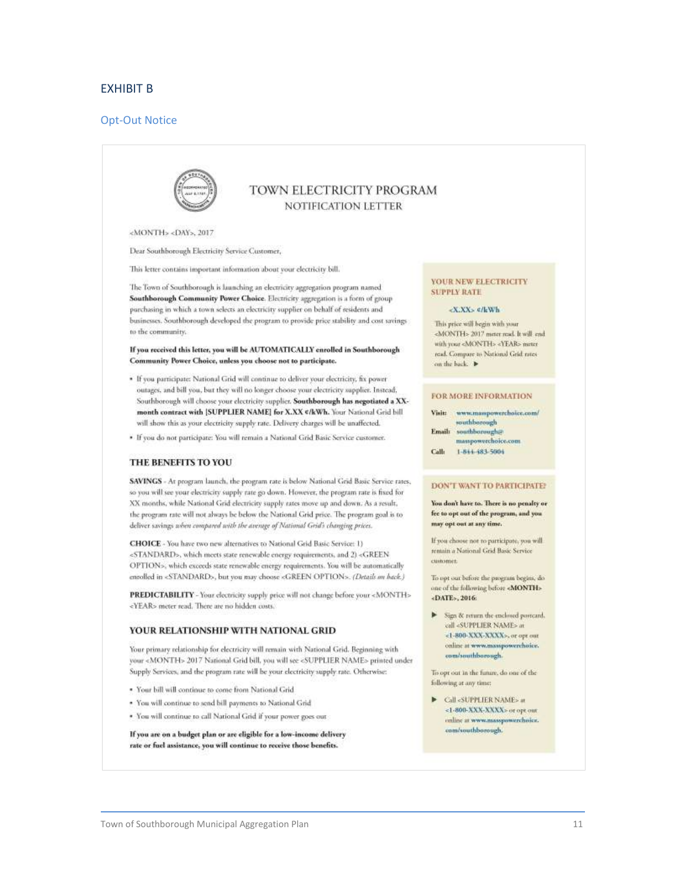## EXHIBIT B

### Opt-Out Notice

# TOWN ELECTRICITY PROGRAM

## NOTIFICATION LETTER

<MONTH> <DAY>, 2017

Dear Southborough Electricity Service Customer,

This letter contains important information about your electricity bill.

The Town of Southborough is launching an electricity aggregation program named **Southborough Community Power Choice**. Electricity aggregation is a form of group purchasing in which a town selects an electricity supplier on behalf of residents and businesses. Southborough developed the program to provide price stability and cost savings to the community.

**If you received this letter, you will be AUTOMATICALLY enrolled in Southborough Community Power Choice, unless you choose not to participate.**

- If you participate: National Grid will continue to deliver your electricity, fix power outages, and bill you, but they will no longer choose your electricity supplier. Instead, Southborough will choose your electricity supplier. **Southborough has negotiated a XX-month contract with [SUPPLIER NAME] for X.XX ¢/kWh.** Your National Grid bill will show this as your electricity supply rate. Delivery charges will be unaffected.
- If you do not participate: You will remain a National Grid Basic Service customer.

### THE BENEFITS TO YOU

**SAVINGS** - At program launch, the program rate is below National Grid Basic Service rates, so you will see your electricity supply rate go down. However, the program rate is fixed for XX months, while National Grid electricity supply rates move up and down. As a result, the program rate will not always be below the National Grid price. The program goal is to deliver savings *when compared with the average of National Grid's changing prices.*

**CHOICE** - You have two new alternatives to National Grid Basic Service: 1) <STANDARD>, which meets state renewable energy requirements, and 2) <GREEN OPTION>, which exceeds state renewable energy requirements. You will be automatically enrolled in <STANDARD>, but you may choose <GREEN OPTION>. *(Details on back.)*

**PREDICTABILITY** - Your electricity supply price will not change before your <MONTH> <YEAR> meter read. There are no hidden costs.

### YOUR RELATIONSHIP WITH NATIONAL GRID

Your primary relationship for electricity will remain with National Grid. Beginning with your <MONTH> 2017 National Grid bill, you will see <SUPPLIER NAME> printed under Supply Services, and the program rate will be your electricity supply rate. Otherwise:

- Your bill will continue to come from National Grid
- You will continue to send bill payments to National Grid
- You will continue to call National Grid if your power goes out

**If you are on a budget plan or are eligible for a low-income delivery rate or fuel assistance, you will continue to receive those benefits.**

### YOUR NEW ELECTRICITY SUPPLY RATE

<X.XX> ¢/kWh

This price will begin with your <MONTH> 2017 meter read. It will end with your <MONTH> <YEAR> meter read. Compare to National Grid rates on the back. ▶

### FOR MORE INFORMATION

**Visit:** www.masspowerchoice.com/southborough

**Email:** southborough@masspowerchoice.com

**Call:** 1-844-483-5004

### DON'T WANT TO PARTICIPATE?

**You don't have to. There is no penalty or fee to opt out of the program, and you may opt out at any time.**

If you choose not to participate, you will remain a National Grid Basic Service customer.

To opt out before the program begins, do one of the following before **<MONTH> <DATE>, 2016**:

▶ Sign & return the enclosed postcard, call <SUPPLIER NAME> at <1-800-XXX-XXXX>, or opt out online at www.masspowerchoice.com/southborough.

To opt out in the future, do one of the following at any time:

▶ Call <SUPPLIER NAME> at <1-800-XXX-XXXX> or opt out online at www.masspowerchoice.com/southborough.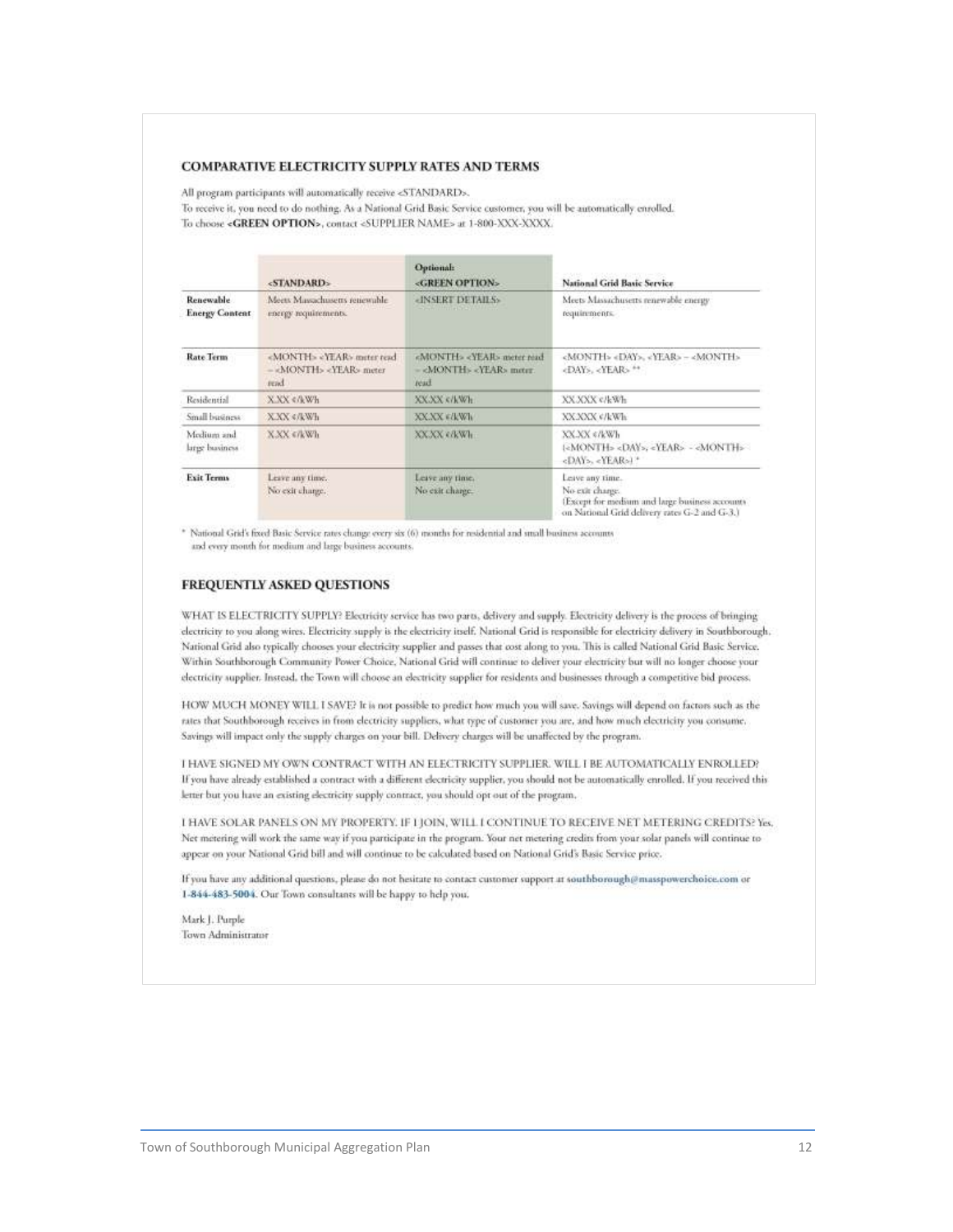### COMPARATIVE ELECTRICITY SUPPLY RATES AND TERMS

All program participants will automatically receive <STANDARD>.
To receive it, you need to do nothing. As a National Grid Basic Service customer, you will be automatically enrolled.
To choose **<GREEN OPTION>**, contact <SUPPLIER NAME> at 1-800-XXX-XXXX.

| | <STANDARD> | Optional: <GREEN OPTION> | National Grid Basic Service |
|---|---|---|---|
| **Renewable Energy Content** | Meets Massachusetts renewable energy requirements. | <INSERT DETAILS> | Meets Massachusetts renewable energy requirements. |
| **Rate Term** | <MONTH> <YEAR> meter read – <MONTH> <YEAR> meter read | <MONTH> <YEAR> meter read – <MONTH> <YEAR> meter read | <MONTH> <DAY>, <YEAR> – <MONTH> <DAY>, <YEAR> ** |
| Residential | X.XX ¢/kWh | XX.XX ¢/kWh | XX.XXX ¢/kWh |
| Small business | X.XX ¢/kWh | XX.XX ¢/kWh | XX.XXX ¢/kWh |
| Medium and large business | X.XX ¢/kWh | XX.XX ¢/kWh | XX.XX ¢/kWh (<MONTH> <DAY>, <YEAR> – <MONTH> <DAY>, <YEAR>) * |
| **Exit Terms** | Leave any time. No exit charge. | Leave any time. No exit charge. | Leave any time. No exit charge. (Except for medium and large business accounts on National Grid delivery rates G-2 and G-3.) |

* National Grid's fixed Basic Service rates change every six (6) months for residential and small business accounts and every month for medium and large business accounts.

### FREQUENTLY ASKED QUESTIONS

WHAT IS ELECTRICITY SUPPLY? Electricity service has two parts, delivery and supply. Electricity delivery is the process of bringing electricity to you along wires. Electricity supply is the electricity itself. National Grid is responsible for electricity delivery in Southborough. National Grid also typically chooses your electricity supplier and passes that cost along to you. This is called National Grid Basic Service. Within Southborough Community Power Choice, National Grid will continue to deliver your electricity but will no longer choose your electricity supplier. Instead, the Town will choose an electricity supplier for residents and businesses through a competitive bid process.

HOW MUCH MONEY WILL I SAVE? It is not possible to predict how much you will save. Savings will depend on factors such as the rates that Southborough receives in from electricity suppliers, what type of customer you are, and how much electricity you consume. Savings will impact only the supply charges on your bill. Delivery charges will be unaffected by the program.

I HAVE SIGNED MY OWN CONTRACT WITH AN ELECTRICITY SUPPLIER. WILL I BE AUTOMATICALLY ENROLLED? If you have already established a contract with a different electricity supplier, you should not be automatically enrolled. If you received this letter but you have an existing electricity supply contract, you should opt out of the program.

I HAVE SOLAR PANELS ON MY PROPERTY. IF I JOIN, WILL I CONTINUE TO RECEIVE NET METERING CREDITS? Yes. Net metering will work the same way if you participate in the program. Your net metering credits from your solar panels will continue to appear on your National Grid bill and will continue to be calculated based on National Grid's Basic Service price.

If you have any additional questions, please do not hesitate to contact customer support at **southborough@masspowerchoice.com** or **1-844-483-5004**. Our Town consultants will be happy to help you.

Mark J. Purple
Town Administrator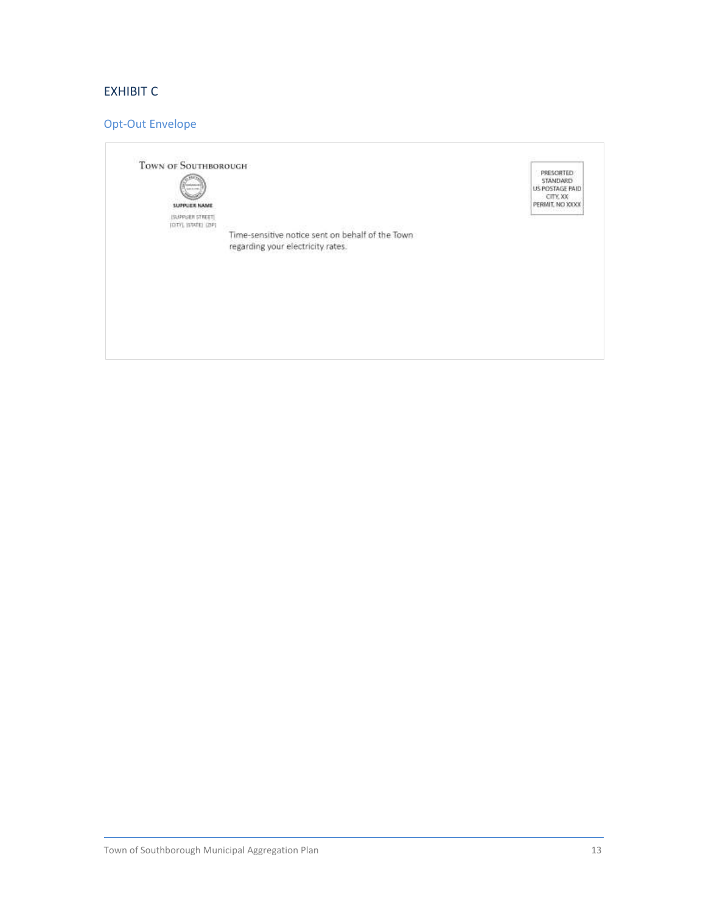## EXHIBIT C

### Opt-Out Envelope

TOWN OF SOUTHBOROUGH

SUPPLIER NAME

[SUPPLIER STREET]
[CITY], [STATE] [ZIP]

Time-sensitive notice sent on behalf of the Town regarding your electricity rates.

PRESORTED
STANDARD
US POSTAGE PAID
CITY, XX
PERMIT, NO XXXX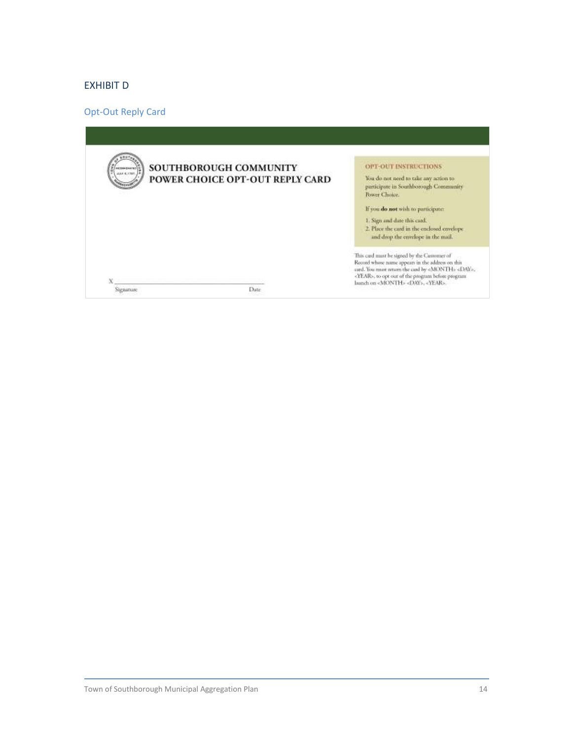## EXHIBIT D

### Opt-Out Reply Card

**SOUTHBOROUGH COMMUNITY POWER CHOICE OPT-OUT REPLY CARD**

**OPT-OUT INSTRUCTIONS**

You do not need to take any action to participate in Southborough Community Power Choice.

If you **do not** wish to participate:

1. Sign and date this card.
2. Place the card in the enclosed envelope and drop the envelope in the mail.

This card must be signed by the Customer of Record whose name appears in the address on this card. You must return the card by <MONTH> <DAY>, <YEAR>, to opt out of the program before program launch on <MONTH> <DAY>, <YEAR>.

X ________________________________________

Signature                                                  Date